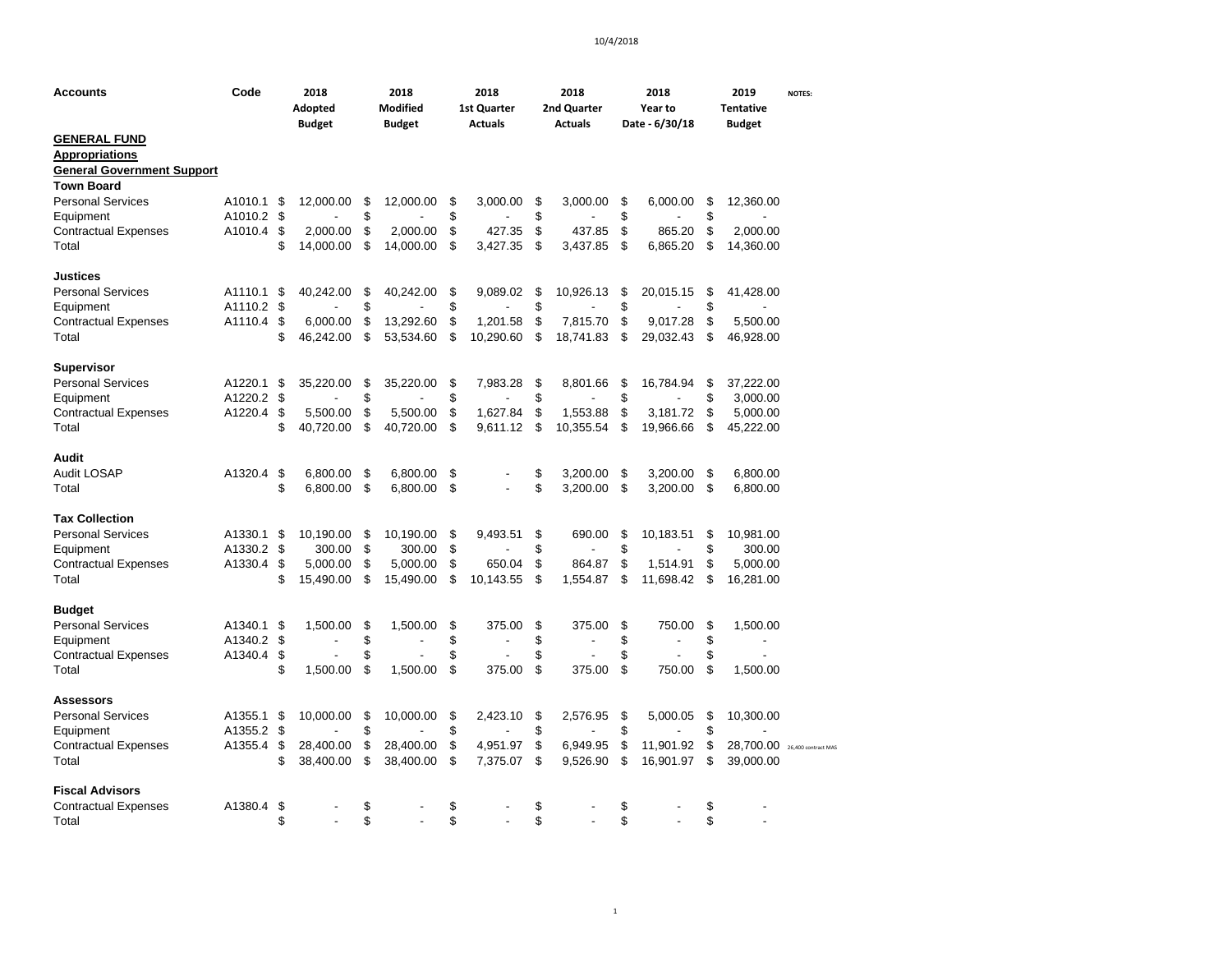| Accounts | Code | 2018 Adopted Budget | 2018 Modified Budget | 2018 1st Quarter Actuals | 2018 2nd Quarter Actuals | 2018 Year to Date - 6/30/18 | 2019 Tentative Budget | NOTES: |
|---|---|---|---|---|---|---|---|---|
| **GENERAL FUND** | | | | | | | | |
| **Appropriations** | | | | | | | | |
| **General Government Support** | | | | | | | | |
| **Town Board** | | | | | | | | |
| Personal Services | A1010.1 | $ 12,000.00 | $ 12,000.00 | $ 3,000.00 | $ 3,000.00 | $ 6,000.00 | $ 12,360.00 | |
| Equipment | A1010.2 | $ - | $ - | $ - | $ - | $ - | $ - | |
| Contractual Expenses | A1010.4 | $ 2,000.00 | $ 2,000.00 | $ 427.35 | $ 437.85 | $ 865.20 | $ 2,000.00 | |
| Total | | $ 14,000.00 | $ 14,000.00 | $ 3,427.35 | $ 3,437.85 | $ 6,865.20 | $ 14,360.00 | |
| **Justices** | | | | | | | | |
| Personal Services | A1110.1 | $ 40,242.00 | $ 40,242.00 | $ 9,089.02 | $ 10,926.13 | $ 20,015.15 | $ 41,428.00 | |
| Equipment | A1110.2 | $ - | $ - | $ - | $ - | $ - | $ - | |
| Contractual Expenses | A1110.4 | $ 6,000.00 | $ 13,292.60 | $ 1,201.58 | $ 7,815.70 | $ 9,017.28 | $ 5,500.00 | |
| Total | | $ 46,242.00 | $ 53,534.60 | $ 10,290.60 | $ 18,741.83 | $ 29,032.43 | $ 46,928.00 | |
| **Supervisor** | | | | | | | | |
| Personal Services | A1220.1 | $ 35,220.00 | $ 35,220.00 | $ 7,983.28 | $ 8,801.66 | $ 16,784.94 | $ 37,222.00 | |
| Equipment | A1220.2 | $ - | $ - | $ - | $ - | $ - | $ 3,000.00 | |
| Contractual Expenses | A1220.4 | $ 5,500.00 | $ 5,500.00 | $ 1,627.84 | $ 1,553.88 | $ 3,181.72 | $ 5,000.00 | |
| Total | | $ 40,720.00 | $ 40,720.00 | $ 9,611.12 | $ 10,355.54 | $ 19,966.66 | $ 45,222.00 | |
| **Audit** | | | | | | | | |
| Audit LOSAP | A1320.4 | $ 6,800.00 | $ 6,800.00 | $ - | $ 3,200.00 | $ 3,200.00 | $ 6,800.00 | |
| Total | | $ 6,800.00 | $ 6,800.00 | $ - | $ 3,200.00 | $ 3,200.00 | $ 6,800.00 | |
| **Tax Collection** | | | | | | | | |
| Personal Services | A1330.1 | $ 10,190.00 | $ 10,190.00 | $ 9,493.51 | $ 690.00 | $ 10,183.51 | $ 10,981.00 | |
| Equipment | A1330.2 | $ 300.00 | $ 300.00 | $ - | $ - | $ - | $ 300.00 | |
| Contractual Expenses | A1330.4 | $ 5,000.00 | $ 5,000.00 | $ 650.04 | $ 864.87 | $ 1,514.91 | $ 5,000.00 | |
| Total | | $ 15,490.00 | $ 15,490.00 | $ 10,143.55 | $ 1,554.87 | $ 11,698.42 | $ 16,281.00 | |
| **Budget** | | | | | | | | |
| Personal Services | A1340.1 | $ 1,500.00 | $ 1,500.00 | $ 375.00 | $ 375.00 | $ 750.00 | $ 1,500.00 | |
| Equipment | A1340.2 | $ - | $ - | $ - | $ - | $ - | $ - | |
| Contractual Expenses | A1340.4 | $ - | $ - | $ - | $ - | $ - | $ - | |
| Total | | $ 1,500.00 | $ 1,500.00 | $ 375.00 | $ 375.00 | $ 750.00 | $ 1,500.00 | |
| **Assessors** | | | | | | | | |
| Personal Services | A1355.1 | $ 10,000.00 | $ 10,000.00 | $ 2,423.10 | $ 2,576.95 | $ 5,000.05 | $ 10,300.00 | |
| Equipment | A1355.2 | $ - | $ - | $ - | $ - | $ - | $ - | |
| Contractual Expenses | A1355.4 | $ 28,400.00 | $ 28,400.00 | $ 4,951.97 | $ 6,949.95 | $ 11,901.92 | $ 28,700.00 | 26,400 contract MAS |
| Total | | $ 38,400.00 | $ 38,400.00 | $ 7,375.07 | $ 9,526.90 | $ 16,901.97 | $ 39,000.00 | |
| **Fiscal Advisors** | | | | | | | | |
| Contractual Expenses | A1380.4 | $ - | $ - | $ - | $ - | $ - | $ - | |
| Total | | $ - | $ - | $ - | $ - | $ - | $ - | |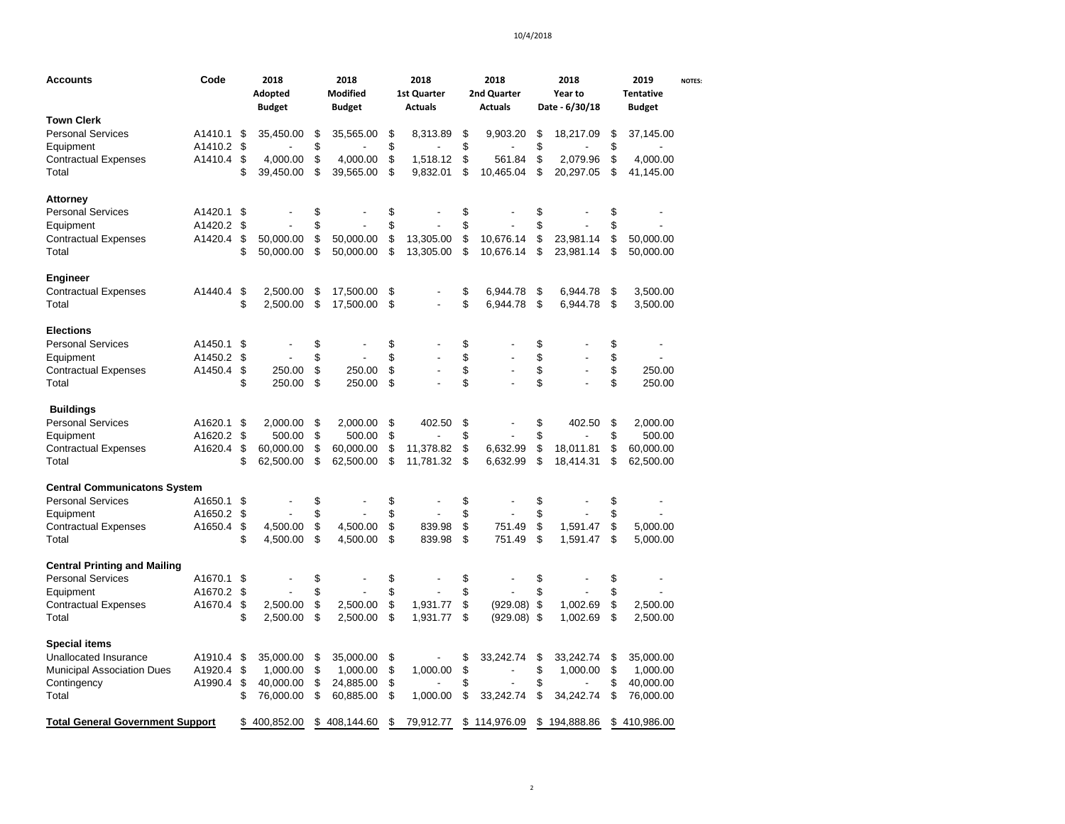| Accounts | Code | 2018 Adopted Budget | 2018 Modified Budget | 2018 1st Quarter Actuals | 2018 2nd Quarter Actuals | 2018 Year to Date - 6/30/18 | 2019 Tentative Budget | NOTES: |
|---|---|---|---|---|---|---|---|---|
| **Town Clerk** | | | | | | | | |
| Personal Services | A1410.1 | $ 35,450.00 | $ 35,565.00 | $ 8,313.89 | $ 9,903.20 | $ 18,217.09 | $ 37,145.00 | |
| Equipment | A1410.2 | $ - | $ - | $ - | $ - | $ - | $ - | |
| Contractual Expenses | A1410.4 | $ 4,000.00 | $ 4,000.00 | $ 1,518.12 | $ 561.84 | $ 2,079.96 | $ 4,000.00 | |
| Total | | $ 39,450.00 | $ 39,565.00 | $ 9,832.01 | $ 10,465.04 | $ 20,297.05 | $ 41,145.00 | |
| **Attorney** | | | | | | | | |
| Personal Services | A1420.1 | $ - | $ - | $ - | $ - | $ - | $ - | |
| Equipment | A1420.2 | $ - | $ - | $ - | $ - | $ - | $ - | |
| Contractual Expenses | A1420.4 | $ 50,000.00 | $ 50,000.00 | $ 13,305.00 | $ 10,676.14 | $ 23,981.14 | $ 50,000.00 | |
| Total | | $ 50,000.00 | $ 50,000.00 | $ 13,305.00 | $ 10,676.14 | $ 23,981.14 | $ 50,000.00 | |
| **Engineer** | | | | | | | | |
| Contractual Expenses | A1440.4 | $ 2,500.00 | $ 17,500.00 | $ - | $ 6,944.78 | $ 6,944.78 | $ 3,500.00 | |
| Total | | $ 2,500.00 | $ 17,500.00 | $ - | $ 6,944.78 | $ 6,944.78 | $ 3,500.00 | |
| **Elections** | | | | | | | | |
| Personal Services | A1450.1 | $ - | $ - | $ - | $ - | $ - | $ - | |
| Equipment | A1450.2 | $ - | $ - | $ - | $ - | $ - | $ - | |
| Contractual Expenses | A1450.4 | $ 250.00 | $ 250.00 | $ - | $ - | $ - | $ 250.00 | |
| Total | | $ 250.00 | $ 250.00 | $ - | $ - | $ - | $ 250.00 | |
| **Buildings** | | | | | | | | |
| Personal Services | A1620.1 | $ 2,000.00 | $ 2,000.00 | $ 402.50 | $ - | $ 402.50 | $ 2,000.00 | |
| Equipment | A1620.2 | $ 500.00 | $ 500.00 | $ - | $ - | $ - | $ 500.00 | |
| Contractual Expenses | A1620.4 | $ 60,000.00 | $ 60,000.00 | $ 11,378.82 | $ 6,632.99 | $ 18,011.81 | $ 60,000.00 | |
| Total | | $ 62,500.00 | $ 62,500.00 | $ 11,781.32 | $ 6,632.99 | $ 18,414.31 | $ 62,500.00 | |
| **Central Communicatons System** | | | | | | | | |
| Personal Services | A1650.1 | $ - | $ - | $ - | $ - | $ - | $ - | |
| Equipment | A1650.2 | $ - | $ - | $ - | $ - | $ - | $ - | |
| Contractual Expenses | A1650.4 | $ 4,500.00 | $ 4,500.00 | $ 839.98 | $ 751.49 | $ 1,591.47 | $ 5,000.00 | |
| Total | | $ 4,500.00 | $ 4,500.00 | $ 839.98 | $ 751.49 | $ 1,591.47 | $ 5,000.00 | |
| **Central Printing and Mailing** | | | | | | | | |
| Personal Services | A1670.1 | $ - | $ - | $ - | $ - | $ - | $ - | |
| Equipment | A1670.2 | $ - | $ - | $ - | $ - | $ - | $ - | |
| Contractual Expenses | A1670.4 | $ 2,500.00 | $ 2,500.00 | $ 1,931.77 | $ (929.08) | $ 1,002.69 | $ 2,500.00 | |
| Total | | $ 2,500.00 | $ 2,500.00 | $ 1,931.77 | $ (929.08) | $ 1,002.69 | $ 2,500.00 | |
| **Special items** | | | | | | | | |
| Unallocated Insurance | A1910.4 | $ 35,000.00 | $ 35,000.00 | $ - | $ 33,242.74 | $ 33,242.74 | $ 35,000.00 | |
| Municipal Association Dues | A1920.4 | $ 1,000.00 | $ 1,000.00 | $ 1,000.00 | $ - | $ 1,000.00 | $ 1,000.00 | |
| Contingency | A1990.4 | $ 40,000.00 | $ 24,885.00 | $ - | $ - | $ - | $ 40,000.00 | |
| Total | | $ 76,000.00 | $ 60,885.00 | $ 1,000.00 | $ 33,242.74 | $ 34,242.74 | $ 76,000.00 | |
| **Total General Government Support** | | $ 400,852.00 | $ 408,144.60 | $ 79,912.77 | $ 114,976.09 | $ 194,888.86 | $ 410,986.00 | |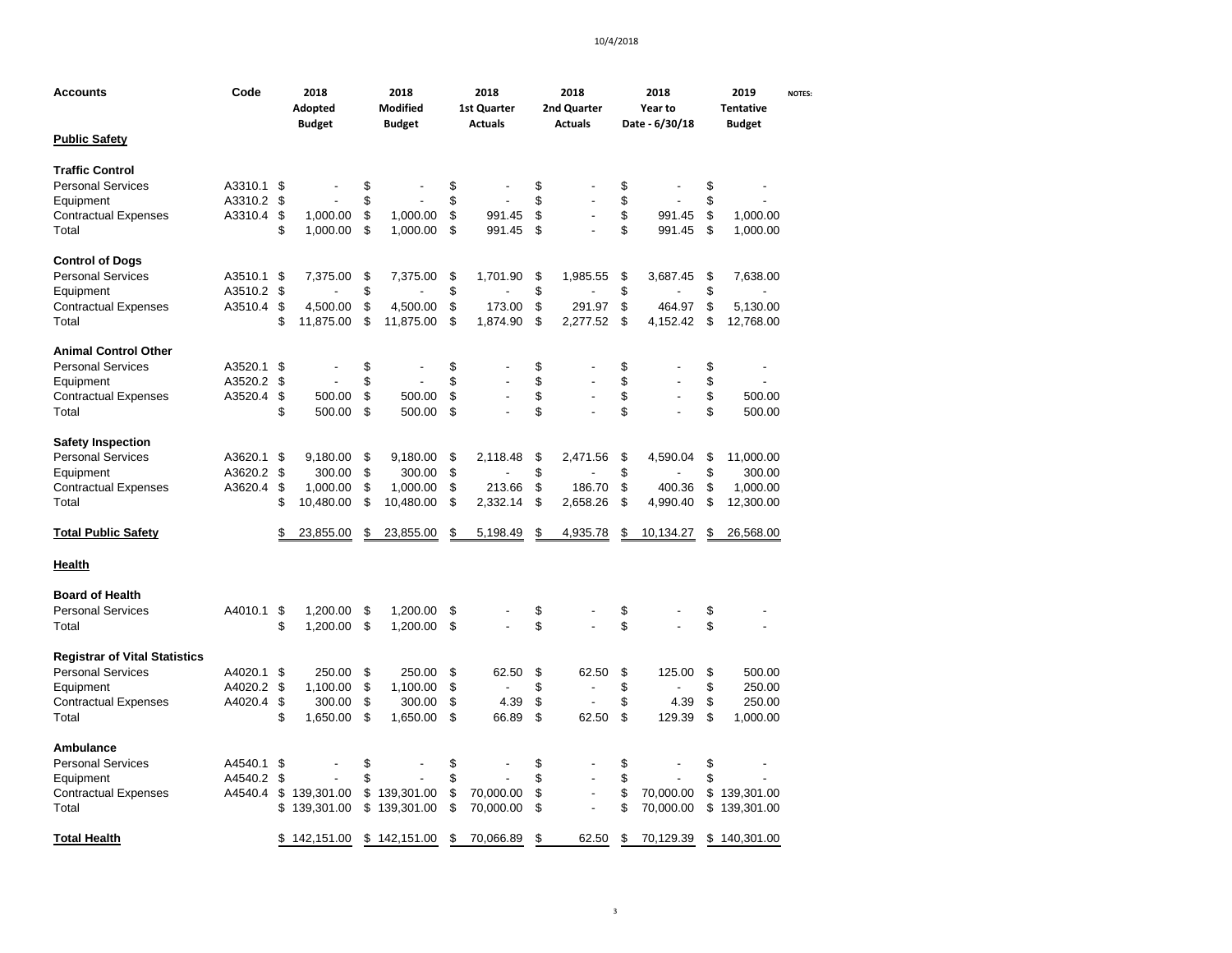| Accounts | Code | 2018 Adopted Budget | 2018 Modified Budget | 2018 1st Quarter Actuals | 2018 2nd Quarter Actuals | 2018 Year to Date - 6/30/18 | 2019 Tentative Budget | NOTES: |
|---|---|---|---|---|---|---|---|---|
| **Public Safety** | | | | | | | | |
| | | | | | | | | |
| **Traffic Control** | | | | | | | | |
| Personal Services | A3310.1 | $ - | $ - | $ - | $ - | $ - | $ - | |
| Equipment | A3310.2 | $ - | $ - | $ - | $ - | $ - | $ - | |
| Contractual Expenses | A3310.4 | $ 1,000.00 | $ 1,000.00 | $ 991.45 | $ - | $ 991.45 | $ 1,000.00 | |
| Total | | $ 1,000.00 | $ 1,000.00 | $ 991.45 | $ - | $ 991.45 | $ 1,000.00 | |
| | | | | | | | | |
| **Control of Dogs** | | | | | | | | |
| Personal Services | A3510.1 | $ 7,375.00 | $ 7,375.00 | $ 1,701.90 | $ 1,985.55 | $ 3,687.45 | $ 7,638.00 | |
| Equipment | A3510.2 | $ - | $ - | $ - | $ - | $ - | $ - | |
| Contractual Expenses | A3510.4 | $ 4,500.00 | $ 4,500.00 | $ 173.00 | $ 291.97 | $ 464.97 | $ 5,130.00 | |
| Total | | $ 11,875.00 | $ 11,875.00 | $ 1,874.90 | $ 2,277.52 | $ 4,152.42 | $ 12,768.00 | |
| | | | | | | | | |
| **Animal Control Other** | | | | | | | | |
| Personal Services | A3520.1 | $ - | $ - | $ - | $ - | $ - | $ - | |
| Equipment | A3520.2 | $ - | $ - | $ - | $ - | $ - | $ - | |
| Contractual Expenses | A3520.4 | $ 500.00 | $ 500.00 | $ - | $ - | $ - | $ 500.00 | |
| Total | | $ 500.00 | $ 500.00 | $ - | $ - | $ - | $ 500.00 | |
| | | | | | | | | |
| **Safety Inspection** | | | | | | | | |
| Personal Services | A3620.1 | $ 9,180.00 | $ 9,180.00 | $ 2,118.48 | $ 2,471.56 | $ 4,590.04 | $ 11,000.00 | |
| Equipment | A3620.2 | $ 300.00 | $ 300.00 | $ - | $ - | $ - | $ 300.00 | |
| Contractual Expenses | A3620.4 | $ 1,000.00 | $ 1,000.00 | $ 213.66 | $ 186.70 | $ 400.36 | $ 1,000.00 | |
| Total | | $ 10,480.00 | $ 10,480.00 | $ 2,332.14 | $ 2,658.26 | $ 4,990.40 | $ 12,300.00 | |
| | | | | | | | | |
| **Total Public Safety** | | $ 23,855.00 | $ 23,855.00 | $ 5,198.49 | $ 4,935.78 | $ 10,134.27 | $ 26,568.00 | |
| | | | | | | | | |
| **Health** | | | | | | | | |
| | | | | | | | | |
| **Board of Health** | | | | | | | | |
| Personal Services | A4010.1 | $ 1,200.00 | $ 1,200.00 | $ - | $ - | $ - | $ - | |
| Total | | $ 1,200.00 | $ 1,200.00 | $ - | $ - | $ - | $ - | |
| | | | | | | | | |
| **Registrar of Vital Statistics** | | | | | | | | |
| Personal Services | A4020.1 | $ 250.00 | $ 250.00 | $ 62.50 | $ 62.50 | $ 125.00 | $ 500.00 | |
| Equipment | A4020.2 | $ 1,100.00 | $ 1,100.00 | $ - | $ - | $ - | $ 250.00 | |
| Contractual Expenses | A4020.4 | $ 300.00 | $ 300.00 | $ 4.39 | $ - | $ 4.39 | $ 250.00 | |
| Total | | $ 1,650.00 | $ 1,650.00 | $ 66.89 | $ 62.50 | $ 129.39 | $ 1,000.00 | |
| | | | | | | | | |
| **Ambulance** | | | | | | | | |
| Personal Services | A4540.1 | $ - | $ - | $ - | $ - | $ - | $ - | |
| Equipment | A4540.2 | $ - | $ - | $ - | $ - | $ - | $ - | |
| Contractual Expenses | A4540.4 | $ 139,301.00 | $ 139,301.00 | $ 70,000.00 | $ - | $ 70,000.00 | $ 139,301.00 | |
| Total | | $ 139,301.00 | $ 139,301.00 | $ 70,000.00 | $ - | $ 70,000.00 | $ 139,301.00 | |
| | | | | | | | | |
| **Total Health** | | $ 142,151.00 | $ 142,151.00 | $ 70,066.89 | $ 62.50 | $ 70,129.39 | $ 140,301.00 | |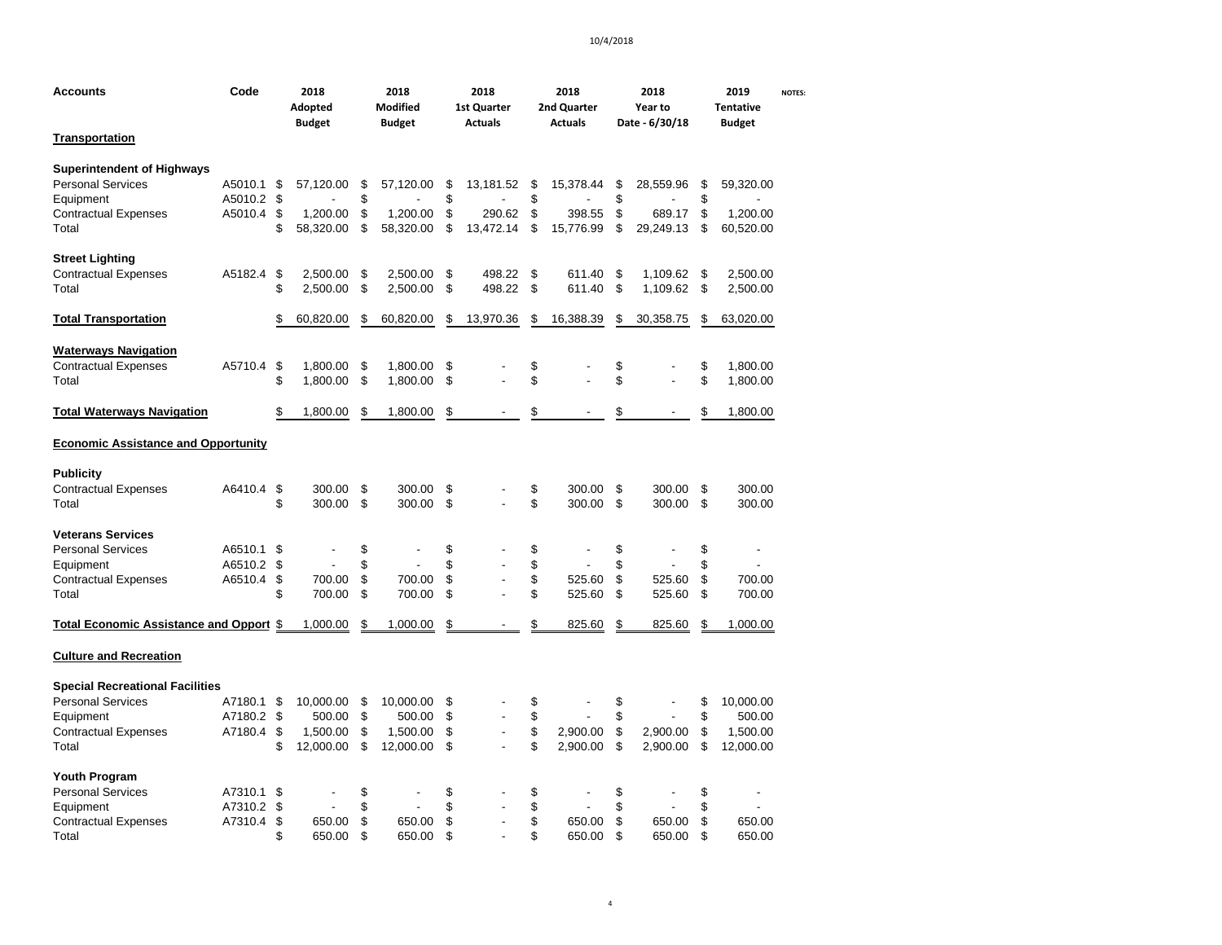| Accounts | Code | 2018 Adopted Budget | 2018 Modified Budget | 2018 1st Quarter Actuals | 2018 2nd Quarter Actuals | 2018 Year to Date - 6/30/18 | 2019 Tentative Budget | NOTES: |
|---|---|---|---|---|---|---|---|---|
| **Transportation** | | | | | | | | |
| **Superintendent of Highways** | | | | | | | | |
| Personal Services | A5010.1 | $ 57,120.00 | $ 57,120.00 | $ 13,181.52 | $ 15,378.44 | $ 28,559.96 | $ 59,320.00 | |
| Equipment | A5010.2 | $ - | $ - | $ - | $ - | $ - | $ - | |
| Contractual Expenses | A5010.4 | $ 1,200.00 | $ 1,200.00 | $ 290.62 | $ 398.55 | $ 689.17 | $ 1,200.00 | |
| Total | | $ 58,320.00 | $ 58,320.00 | $ 13,472.14 | $ 15,776.99 | $ 29,249.13 | $ 60,520.00 | |
| **Street Lighting** | | | | | | | | |
| Contractual Expenses | A5182.4 | $ 2,500.00 | $ 2,500.00 | $ 498.22 | $ 611.40 | $ 1,109.62 | $ 2,500.00 | |
| Total | | $ 2,500.00 | $ 2,500.00 | $ 498.22 | $ 611.40 | $ 1,109.62 | $ 2,500.00 | |
| **Total Transportation** | | $ 60,820.00 | $ 60,820.00 | $ 13,970.36 | $ 16,388.39 | $ 30,358.75 | $ 63,020.00 | |
| **Waterways Navigation** | | | | | | | | |
| Contractual Expenses | A5710.4 | $ 1,800.00 | $ 1,800.00 | $ - | $ - | $ - | $ 1,800.00 | |
| Total | | $ 1,800.00 | $ 1,800.00 | $ - | $ - | $ - | $ 1,800.00 | |
| **Total Waterways Navigation** | | $ 1,800.00 | $ 1,800.00 | $ - | $ - | $ - | $ 1,800.00 | |
| **Economic Assistance and Opportunity** | | | | | | | | |
| **Publicity** | | | | | | | | |
| Contractual Expenses | A6410.4 | $ 300.00 | $ 300.00 | $ - | $ 300.00 | $ 300.00 | $ 300.00 | |
| Total | | $ 300.00 | $ 300.00 | $ - | $ 300.00 | $ 300.00 | $ 300.00 | |
| **Veterans Services** | | | | | | | | |
| Personal Services | A6510.1 | $ - | $ - | $ - | $ - | $ - | $ - | |
| Equipment | A6510.2 | $ - | $ - | $ - | $ - | $ - | $ - | |
| Contractual Expenses | A6510.4 | $ 700.00 | $ 700.00 | $ - | $ 525.60 | $ 525.60 | $ 700.00 | |
| Total | | $ 700.00 | $ 700.00 | $ - | $ 525.60 | $ 525.60 | $ 700.00 | |
| **Total Economic Assistance and Opport** | | $ 1,000.00 | $ 1,000.00 | $ - | $ 825.60 | $ 825.60 | $ 1,000.00 | |
| **Culture and Recreation** | | | | | | | | |
| **Special Recreational Facilities** | | | | | | | | |
| Personal Services | A7180.1 | $ 10,000.00 | $ 10,000.00 | $ - | $ - | $ - | $ 10,000.00 | |
| Equipment | A7180.2 | $ 500.00 | $ 500.00 | $ - | $ - | $ - | $ 500.00 | |
| Contractual Expenses | A7180.4 | $ 1,500.00 | $ 1,500.00 | $ - | $ 2,900.00 | $ 2,900.00 | $ 1,500.00 | |
| Total | | $ 12,000.00 | $ 12,000.00 | $ - | $ 2,900.00 | $ 2,900.00 | $ 12,000.00 | |
| **Youth Program** | | | | | | | | |
| Personal Services | A7310.1 | $ - | $ - | $ - | $ - | $ - | $ - | |
| Equipment | A7310.2 | $ - | $ - | $ - | $ - | $ - | $ - | |
| Contractual Expenses | A7310.4 | $ 650.00 | $ 650.00 | $ - | $ 650.00 | $ 650.00 | $ 650.00 | |
| Total | | $ 650.00 | $ 650.00 | $ - | $ 650.00 | $ 650.00 | $ 650.00 | |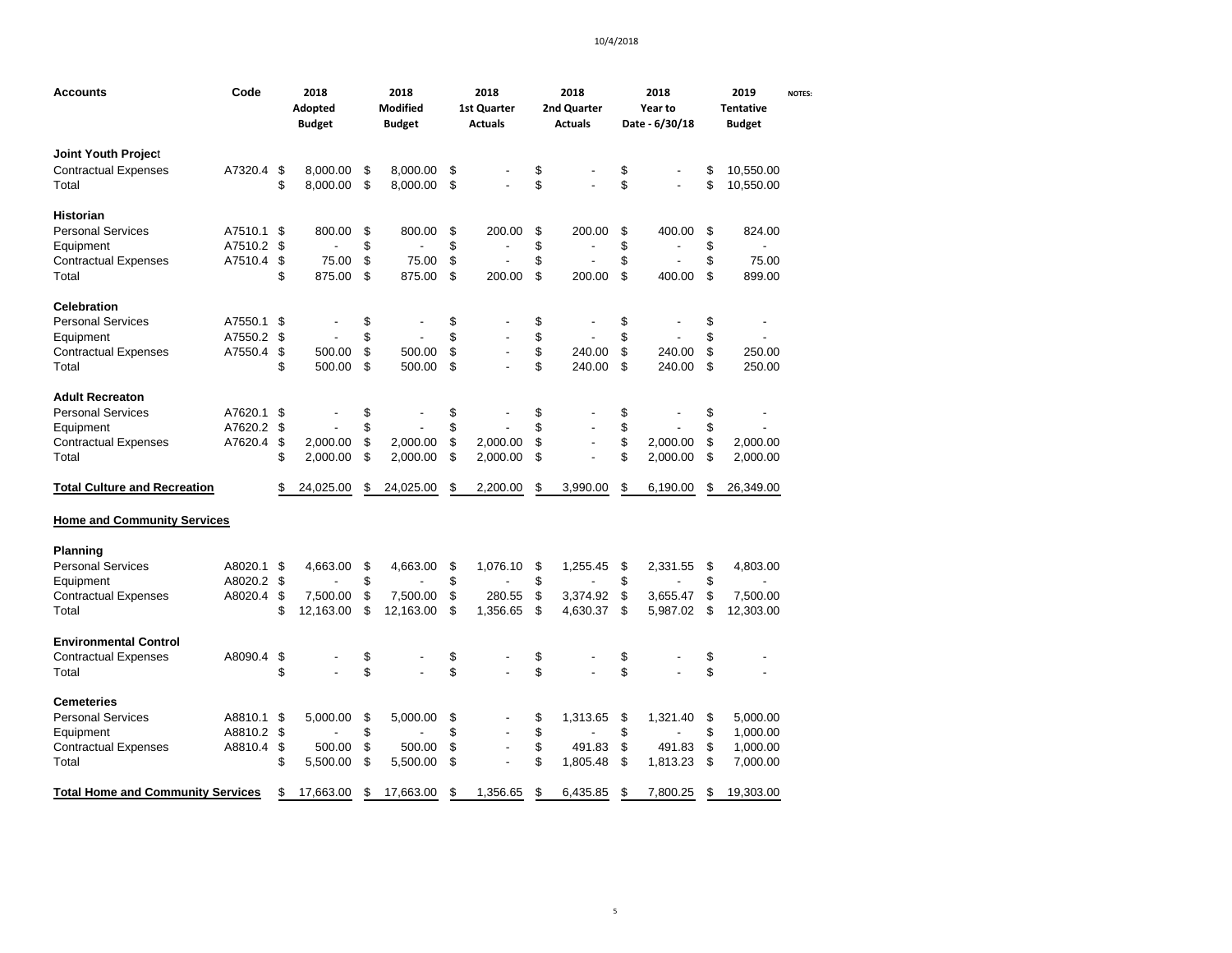| Accounts | Code | 2018 Adopted Budget | 2018 Modified Budget | 2018 1st Quarter Actuals | 2018 2nd Quarter Actuals | 2018 Year to Date - 6/30/18 | 2019 Tentative Budget | NOTES: |
|---|---|---|---|---|---|---|---|---|
| **Joint Youth Project** | | | | | | | | |
| Contractual Expenses | A7320.4 | $ 8,000.00 | $ 8,000.00 | $ - | $ - | $ - | $ 10,550.00 | |
| Total | | $ 8,000.00 | $ 8,000.00 | $ - | $ - | $ - | $ 10,550.00 | |
| **Historian** | | | | | | | | |
| Personal Services | A7510.1 | $ 800.00 | $ 800.00 | $ 200.00 | $ 200.00 | $ 400.00 | $ 824.00 | |
| Equipment | A7510.2 | $ - | $ - | $ - | $ - | $ - | $ - | |
| Contractual Expenses | A7510.4 | $ 75.00 | $ 75.00 | $ - | $ - | $ - | $ 75.00 | |
| Total | | $ 875.00 | $ 875.00 | $ 200.00 | $ 200.00 | $ 400.00 | $ 899.00 | |
| **Celebration** | | | | | | | | |
| Personal Services | A7550.1 | $ - | $ - | $ - | $ - | $ - | $ - | |
| Equipment | A7550.2 | $ - | $ - | $ - | $ - | $ - | $ - | |
| Contractual Expenses | A7550.4 | $ 500.00 | $ 500.00 | $ - | $ 240.00 | $ 240.00 | $ 250.00 | |
| Total | | $ 500.00 | $ 500.00 | $ - | $ 240.00 | $ 240.00 | $ 250.00 | |
| **Adult Recreaton** | | | | | | | | |
| Personal Services | A7620.1 | $ - | $ - | $ - | $ - | $ - | $ - | |
| Equipment | A7620.2 | $ - | $ - | $ - | $ - | $ - | $ - | |
| Contractual Expenses | A7620.4 | $ 2,000.00 | $ 2,000.00 | $ 2,000.00 | $ - | $ 2,000.00 | $ 2,000.00 | |
| Total | | $ 2,000.00 | $ 2,000.00 | $ 2,000.00 | $ - | $ 2,000.00 | $ 2,000.00 | |
| **Total Culture and Recreation** | | $ 24,025.00 | $ 24,025.00 | $ 2,200.00 | $ 3,990.00 | $ 6,190.00 | $ 26,349.00 | |
| **Home and Community Services** | | | | | | | | |
| **Planning** | | | | | | | | |
| Personal Services | A8020.1 | $ 4,663.00 | $ 4,663.00 | $ 1,076.10 | $ 1,255.45 | $ 2,331.55 | $ 4,803.00 | |
| Equipment | A8020.2 | $ - | $ - | $ - | $ - | $ - | $ - | |
| Contractual Expenses | A8020.4 | $ 7,500.00 | $ 7,500.00 | $ 280.55 | $ 3,374.92 | $ 3,655.47 | $ 7,500.00 | |
| Total | | $ 12,163.00 | $ 12,163.00 | $ 1,356.65 | $ 4,630.37 | $ 5,987.02 | $ 12,303.00 | |
| **Environmental Control** | | | | | | | | |
| Contractual Expenses | A8090.4 | $ - | $ - | $ - | $ - | $ - | $ - | |
| Total | | $ - | $ - | $ - | $ - | $ - | $ - | |
| **Cemeteries** | | | | | | | | |
| Personal Services | A8810.1 | $ 5,000.00 | $ 5,000.00 | $ - | $ 1,313.65 | $ 1,321.40 | $ 5,000.00 | |
| Equipment | A8810.2 | $ - | $ - | $ - | $ - | $ - | $ 1,000.00 | |
| Contractual Expenses | A8810.4 | $ 500.00 | $ 500.00 | $ - | $ 491.83 | $ 491.83 | $ 1,000.00 | |
| Total | | $ 5,500.00 | $ 5,500.00 | $ - | $ 1,805.48 | $ 1,813.23 | $ 7,000.00 | |
| **Total Home and Community Services** | | $ 17,663.00 | $ 17,663.00 | $ 1,356.65 | $ 6,435.85 | $ 7,800.25 | $ 19,303.00 | |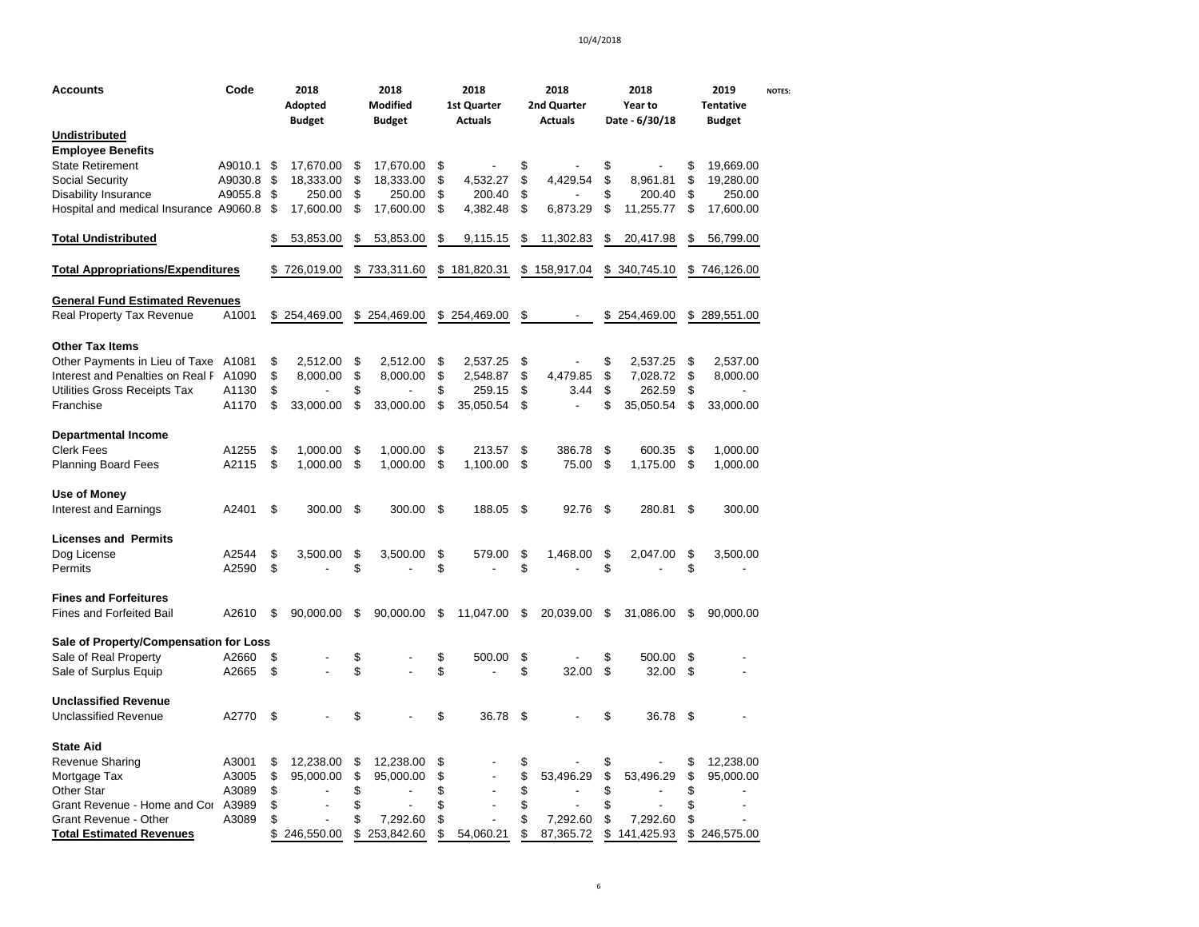| Accounts | Code | 2018 Adopted Budget | 2018 Modified Budget | 2018 1st Quarter Actuals | 2018 2nd Quarter Actuals | 2018 Year to Date - 6/30/18 | 2019 Tentative Budget | NOTES: |
|---|---|---|---|---|---|---|---|---|
| **Undistributed** | | | | | | | | |
| **Employee Benefits** | | | | | | | | |
| State Retirement | A9010.1 | $ 17,670.00 | $ 17,670.00 | $ - | $ - | $ - | $ 19,669.00 | |
| Social Security | A9030.8 | $ 18,333.00 | $ 18,333.00 | $ 4,532.27 | $ 4,429.54 | $ 8,961.81 | $ 19,280.00 | |
| Disability Insurance | A9055.8 | $ 250.00 | $ 250.00 | $ 200.40 | $ - | $ 200.40 | $ 250.00 | |
| Hospital and medical Insurance | A9060.8 | $ 17,600.00 | $ 17,600.00 | $ 4,382.48 | $ 6,873.29 | $ 11,255.77 | $ 17,600.00 | |
| **Total Undistributed** | | $ 53,853.00 | $ 53,853.00 | $ 9,115.15 | $ 11,302.83 | $ 20,417.98 | $ 56,799.00 | |
| **Total Appropriations/Expenditures** | | $ 726,019.00 | $ 733,311.60 | $ 181,820.31 | $ 158,917.04 | $ 340,745.10 | $ 746,126.00 | |
| **General Fund Estimated Revenues** | | | | | | | | |
| Real Property Tax Revenue | A1001 | $ 254,469.00 | $ 254,469.00 | $ 254,469.00 | $ - | $ 254,469.00 | $ 289,551.00 | |
| **Other Tax Items** | | | | | | | | |
| Other Payments in Lieu of Taxe | A1081 | $ 2,512.00 | $ 2,512.00 | $ 2,537.25 | $ - | $ 2,537.25 | $ 2,537.00 | |
| Interest and Penalties on Real F | A1090 | $ 8,000.00 | $ 8,000.00 | $ 2,548.87 | $ 4,479.85 | $ 7,028.72 | $ 8,000.00 | |
| Utilities Gross Receipts Tax | A1130 | $ - | $ - | $ 259.15 | $ 3.44 | $ 262.59 | $ - | |
| Franchise | A1170 | $ 33,000.00 | $ 33,000.00 | $ 35,050.54 | $ - | $ 35,050.54 | $ 33,000.00 | |
| **Departmental Income** | | | | | | | | |
| Clerk Fees | A1255 | $ 1,000.00 | $ 1,000.00 | $ 213.57 | $ 386.78 | $ 600.35 | $ 1,000.00 | |
| Planning Board Fees | A2115 | $ 1,000.00 | $ 1,000.00 | $ 1,100.00 | $ 75.00 | $ 1,175.00 | $ 1,000.00 | |
| **Use of Money** | | | | | | | | |
| Interest and Earnings | A2401 | $ 300.00 | $ 300.00 | $ 188.05 | $ 92.76 | $ 280.81 | $ 300.00 | |
| **Licenses and Permits** | | | | | | | | |
| Dog License | A2544 | $ 3,500.00 | $ 3,500.00 | $ 579.00 | $ 1,468.00 | $ 2,047.00 | $ 3,500.00 | |
| Permits | A2590 | $ - | $ - | $ - | $ - | $ - | $ - | |
| **Fines and Forfeitures** | | | | | | | | |
| Fines and Forfeited Bail | A2610 | $ 90,000.00 | $ 90,000.00 | $ 11,047.00 | $ 20,039.00 | $ 31,086.00 | $ 90,000.00 | |
| **Sale of Property/Compensation for Loss** | | | | | | | | |
| Sale of Real Property | A2660 | $ - | $ - | $ 500.00 | $ - | $ 500.00 | $ - | |
| Sale of Surplus Equip | A2665 | $ - | $ - | $ - | $ 32.00 | $ 32.00 | $ - | |
| **Unclassified Revenue** | | | | | | | | |
| Unclassified Revenue | A2770 | $ - | $ - | $ 36.78 | $ - | $ 36.78 | $ - | |
| **State Aid** | | | | | | | | |
| Revenue Sharing | A3001 | $ 12,238.00 | $ 12,238.00 | $ - | $ - | $ - | $ 12,238.00 | |
| Mortgage Tax | A3005 | $ 95,000.00 | $ 95,000.00 | $ - | $ 53,496.29 | $ 53,496.29 | $ 95,000.00 | |
| Other Star | A3089 | $ - | $ - | $ - | $ - | $ - | $ - | |
| Grant Revenue - Home and Cor | A3989 | $ - | $ - | $ - | $ - | $ - | $ - | |
| Grant Revenue - Other | A3089 | $ - | $ 7,292.60 | $ - | $ 7,292.60 | $ 7,292.60 | $ - | |
| **Total Estimated Revenues** | | $ 246,550.00 | $ 253,842.60 | $ 54,060.21 | $ 87,365.72 | $ 141,425.93 | $ 246,575.00 | |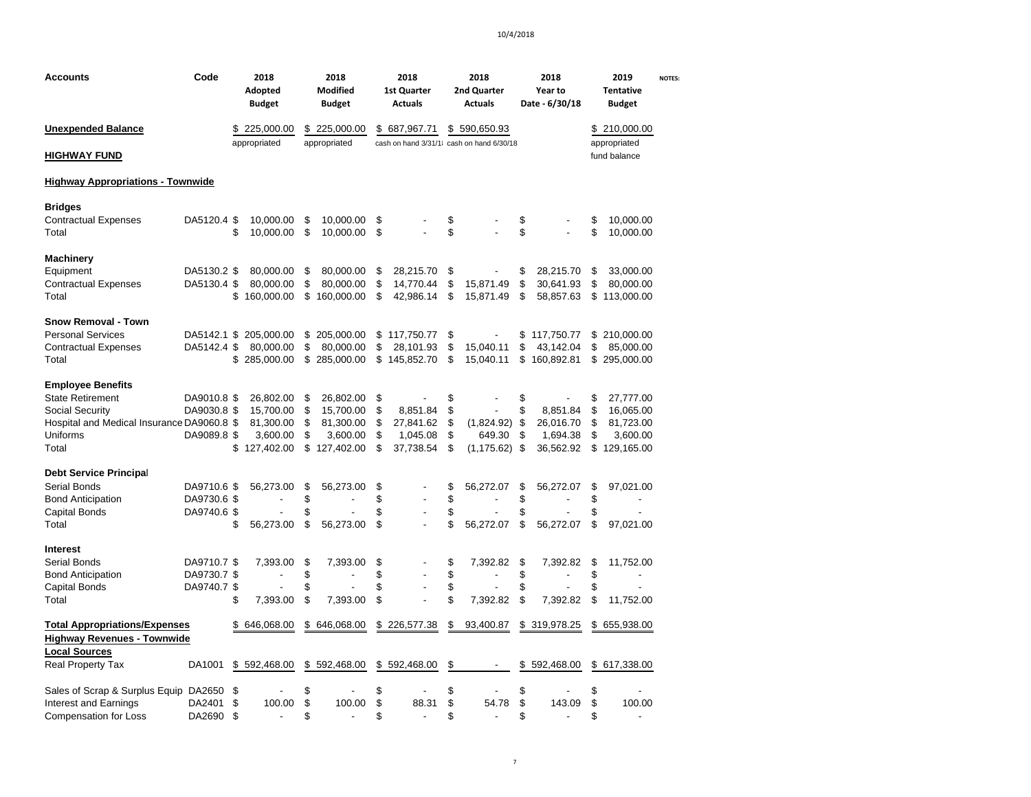| Accounts | Code | 2018 Adopted Budget | 2018 Modified Budget | 2018 1st Quarter Actuals | 2018 2nd Quarter Actuals | 2018 Year to Date - 6/30/18 | 2019 Tentative Budget | NOTES: |
|---|---|---|---|---|---|---|---|---|
| **Unexpended Balance** | | $ 225,000.00 | $ 225,000.00 | $ 687,967.71 | $ 590,650.93 | | $ 210,000.00 | |
| | | appropriated | appropriated | cash on hand 3/31/18 | cash on hand 6/30/18 | | appropriated fund balance | |
| **HIGHWAY FUND** | | | | | | | | |
| **Highway Appropriations - Townwide** | | | | | | | | |
| **Bridges** | | | | | | | | |
| Contractual Expenses | DA5120.4 | $ 10,000.00 | $ 10,000.00 | $ - | $ - | $ - | $ 10,000.00 | |
| Total | | $ 10,000.00 | $ 10,000.00 | $ - | $ - | $ - | $ 10,000.00 | |
| **Machinery** | | | | | | | | |
| Equipment | DA5130.2 | $ 80,000.00 | $ 80,000.00 | $ 28,215.70 | $ - | $ 28,215.70 | $ 33,000.00 | |
| Contractual Expenses | DA5130.4 | $ 80,000.00 | $ 80,000.00 | $ 14,770.44 | $ 15,871.49 | $ 30,641.93 | $ 80,000.00 | |
| Total | | $ 160,000.00 | $ 160,000.00 | $ 42,986.14 | $ 15,871.49 | $ 58,857.63 | $ 113,000.00 | |
| **Snow Removal - Town** | | | | | | | | |
| Personal Services | DA5142.1 | $ 205,000.00 | $ 205,000.00 | $ 117,750.77 | $ - | $ 117,750.77 | $ 210,000.00 | |
| Contractual Expenses | DA5142.4 | $ 80,000.00 | $ 80,000.00 | $ 28,101.93 | $ 15,040.11 | $ 43,142.04 | $ 85,000.00 | |
| Total | | $ 285,000.00 | $ 285,000.00 | $ 145,852.70 | $ 15,040.11 | $ 160,892.81 | $ 295,000.00 | |
| **Employee Benefits** | | | | | | | | |
| State Retirement | DA9010.8 | $ 26,802.00 | $ 26,802.00 | $ - | $ - | $ - | $ 27,777.00 | |
| Social Security | DA9030.8 | $ 15,700.00 | $ 15,700.00 | $ 8,851.84 | $ - | $ 8,851.84 | $ 16,065.00 | |
| Hospital and Medical Insurance | DA9060.8 | $ 81,300.00 | $ 81,300.00 | $ 27,841.62 | $ (1,824.92) | $ 26,016.70 | $ 81,723.00 | |
| Uniforms | DA9089.8 | $ 3,600.00 | $ 3,600.00 | $ 1,045.08 | $ 649.30 | $ 1,694.38 | $ 3,600.00 | |
| Total | | $ 127,402.00 | $ 127,402.00 | $ 37,738.54 | $ (1,175.62) | $ 36,562.92 | $ 129,165.00 | |
| **Debt Service Principal** | | | | | | | | |
| Serial Bonds | DA9710.6 | $ 56,273.00 | $ 56,273.00 | $ - | $ 56,272.07 | $ 56,272.07 | $ 97,021.00 | |
| Bond Anticipation | DA9730.6 | $ - | $ - | $ - | $ - | $ - | $ - | |
| Capital Bonds | DA9740.6 | $ - | $ - | $ - | $ - | $ - | $ - | |
| Total | | $ 56,273.00 | $ 56,273.00 | $ - | $ 56,272.07 | $ 56,272.07 | $ 97,021.00 | |
| **Interest** | | | | | | | | |
| Serial Bonds | DA9710.7 | $ 7,393.00 | $ 7,393.00 | $ - | $ 7,392.82 | $ 7,392.82 | $ 11,752.00 | |
| Bond Anticipation | DA9730.7 | $ - | $ - | $ - | $ - | $ - | $ - | |
| Capital Bonds | DA9740.7 | $ - | $ - | $ - | $ - | $ - | $ - | |
| Total | | $ 7,393.00 | $ 7,393.00 | $ - | $ 7,392.82 | $ 7,392.82 | $ 11,752.00 | |
| **Total Appropriations/Expenses** | | $ 646,068.00 | $ 646,068.00 | $ 226,577.38 | $ 93,400.87 | $ 319,978.25 | $ 655,938.00 | |
| **Highway Revenues - Townwide** | | | | | | | | |
| **Local Sources** | | | | | | | | |
| Real Property Tax | DA1001 | $ 592,468.00 | $ 592,468.00 | $ 592,468.00 | $ - | $ 592,468.00 | $ 617,338.00 | |
| Sales of Scrap & Surplus Equip | DA2650 | $ - | $ - | $ - | $ - | $ - | $ - | |
| Interest and Earnings | DA2401 | $ 100.00 | $ 100.00 | $ 88.31 | $ 54.78 | $ 143.09 | $ 100.00 | |
| Compensation for Loss | DA2690 | $ - | $ - | $ - | $ - | $ - | $ - | |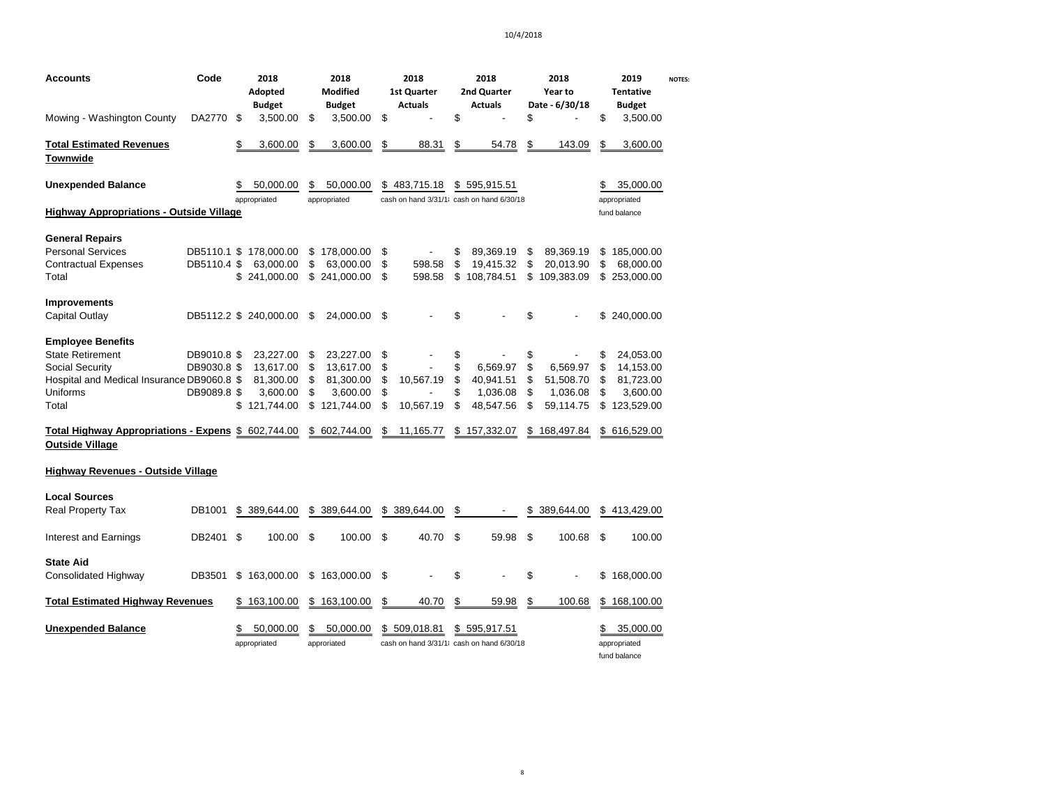| Accounts | Code | 2018 Adopted Budget | 2018 Modified Budget | 2018 1st Quarter Actuals | 2018 2nd Quarter Actuals | 2018 Year to Date - 6/30/18 | 2019 Tentative Budget | NOTES: |
|---|---|---|---|---|---|---|---|---|
| Mowing - Washington County | DA2770 | $ 3,500.00 | $ 3,500.00 | $ - | $ - | $ - | $ 3,500.00 | |
| **Total Estimated Revenues Townwide** | | $ 3,600.00 | $ 3,600.00 | $ 88.31 | $ 54.78 | $ 143.09 | $ 3,600.00 | |
| **Unexpended Balance** | | $ 50,000.00 appropriated | $ 50,000.00 appropriated | $ 483,715.18 cash on hand 3/31/18 | $ 595,915.51 cash on hand 6/30/18 | | $ 35,000.00 appropriated fund balance | |
| **Highway Appropriations - Outside Village** | | | | | | | | |
| **General Repairs** | | | | | | | | |
| Personal Services | DB5110.1 | $ 178,000.00 | $ 178,000.00 | $ - | $ 89,369.19 | $ 89,369.19 | $ 185,000.00 | |
| Contractual Expenses | DB5110.4 | $ 63,000.00 | $ 63,000.00 | $ 598.58 | $ 19,415.32 | $ 20,013.90 | $ 68,000.00 | |
| Total | | $ 241,000.00 | $ 241,000.00 | $ 598.58 | $ 108,784.51 | $ 109,383.09 | $ 253,000.00 | |
| **Improvements** | | | | | | | | |
| Capital Outlay | DB5112.2 | $ 240,000.00 | $ 24,000.00 | $ - | $ - | $ - | $ 240,000.00 | |
| **Employee Benefits** | | | | | | | | |
| State Retirement | DB9010.8 | $ 23,227.00 | $ 23,227.00 | $ - | $ - | $ - | $ 24,053.00 | |
| Social Security | DB9030.8 | $ 13,617.00 | $ 13,617.00 | $ - | $ 6,569.97 | $ 6,569.97 | $ 14,153.00 | |
| Hospital and Medical Insurance | DB9060.8 | $ 81,300.00 | $ 81,300.00 | $ 10,567.19 | $ 40,941.51 | $ 51,508.70 | $ 81,723.00 | |
| Uniforms | DB9089.8 | $ 3,600.00 | $ 3,600.00 | $ - | $ 1,036.08 | $ 1,036.08 | $ 3,600.00 | |
| Total | | $ 121,744.00 | $ 121,744.00 | $ 10,567.19 | $ 48,547.56 | $ 59,114.75 | $ 123,529.00 | |
| **Total Highway Appropriations - Expens Outside Village** | | $ 602,744.00 | $ 602,744.00 | $ 11,165.77 | $ 157,332.07 | $ 168,497.84 | $ 616,529.00 | |
| **Highway Revenues - Outside Village** | | | | | | | | |
| **Local Sources** | | | | | | | | |
| Real Property Tax | DB1001 | $ 389,644.00 | $ 389,644.00 | $ 389,644.00 | $ - | $ 389,644.00 | $ 413,429.00 | |
| Interest and Earnings | DB2401 | $ 100.00 | $ 100.00 | $ 40.70 | $ 59.98 | $ 100.68 | $ 100.00 | |
| **State Aid** | | | | | | | | |
| Consolidated Highway | DB3501 | $ 163,000.00 | $ 163,000.00 | $ - | $ - | $ - | $ 168,000.00 | |
| **Total Estimated Highway Revenues** | | $ 163,100.00 | $ 163,100.00 | $ 40.70 | $ 59.98 | $ 100.68 | $ 168,100.00 | |
| **Unexpended Balance** | | $ 50,000.00 appropriated | $ 50,000.00 approriated | $ 509,018.81 cash on hand 3/31/18 | $ 595,917.51 cash on hand 6/30/18 | | $ 35,000.00 appropriated fund balance | |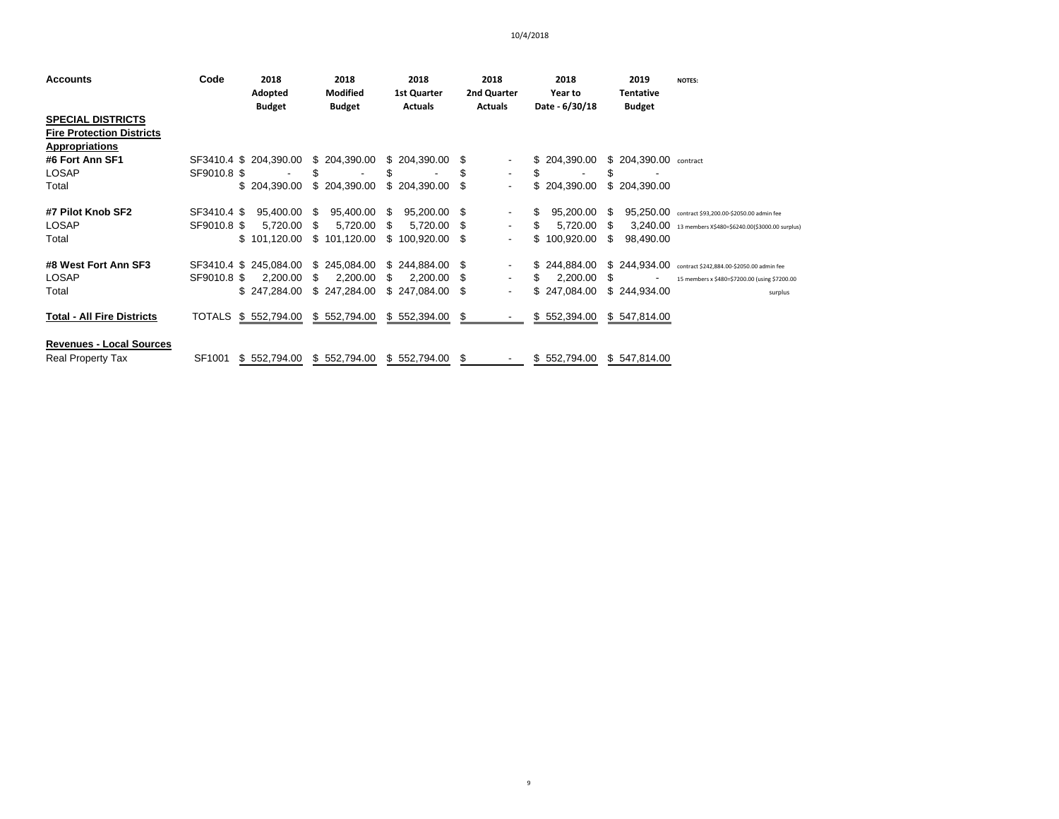| Accounts | Code | 2018 Adopted Budget | 2018 Modified Budget | 2018 1st Quarter Actuals | 2018 2nd Quarter Actuals | 2018 Year to Date - 6/30/18 | 2019 Tentative Budget | NOTES: |
|---|---|---|---|---|---|---|---|---|
| **SPECIAL DISTRICTS** | | | | | | | | |
| **Fire Protection Districts** | | | | | | | | |
| **Appropriations** | | | | | | | | |
| **#6 Fort Ann SF1** | SF3410.4 | $ 204,390.00 | $ 204,390.00 | $ 204,390.00 | $ - | $ 204,390.00 | $ 204,390.00 | contract |
| LOSAP | SF9010.8 | $ - | $ - | $ - | $ - | $ - | $ - | |
| Total | | $ 204,390.00 | $ 204,390.00 | $ 204,390.00 | $ - | $ 204,390.00 | $ 204,390.00 | |
| | | | | | | | | |
| **#7 Pilot Knob SF2** | SF3410.4 | $ 95,400.00 | $ 95,400.00 | $ 95,200.00 | $ - | $ 95,200.00 | $ 95,250.00 | contract $93,200.00-$2050.00 admin fee |
| LOSAP | SF9010.8 | $ 5,720.00 | $ 5,720.00 | $ 5,720.00 | $ - | $ 5,720.00 | $ 3,240.00 | 13 members X$480=$6240.00($3000.00 surplus) |
| Total | | $ 101,120.00 | $ 101,120.00 | $ 100,920.00 | $ - | $ 100,920.00 | $ 98,490.00 | |
| | | | | | | | | |
| **#8 West Fort Ann SF3** | SF3410.4 | $ 245,084.00 | $ 245,084.00 | $ 244,884.00 | $ - | $ 244,884.00 | $ 244,934.00 | contract $242,884.00-$2050.00 admin fee |
| LOSAP | SF9010.8 | $ 2,200.00 | $ 2,200.00 | $ 2,200.00 | $ - | $ 2,200.00 | $ - | 15 members x $480=$7200.00 (using $7200.00 surplus |
| Total | | $ 247,284.00 | $ 247,284.00 | $ 247,084.00 | $ - | $ 247,084.00 | $ 244,934.00 | |
| | | | | | | | | |
| **Total - All Fire Districts** | TOTALS | $ 552,794.00 | $ 552,794.00 | $ 552,394.00 | $ - | $ 552,394.00 | $ 547,814.00 | |
| | | | | | | | | |
| **Revenues - Local Sources** | | | | | | | | |
| Real Property Tax | SF1001 | $ 552,794.00 | $ 552,794.00 | $ 552,794.00 | $ - | $ 552,794.00 | $ 547,814.00 | |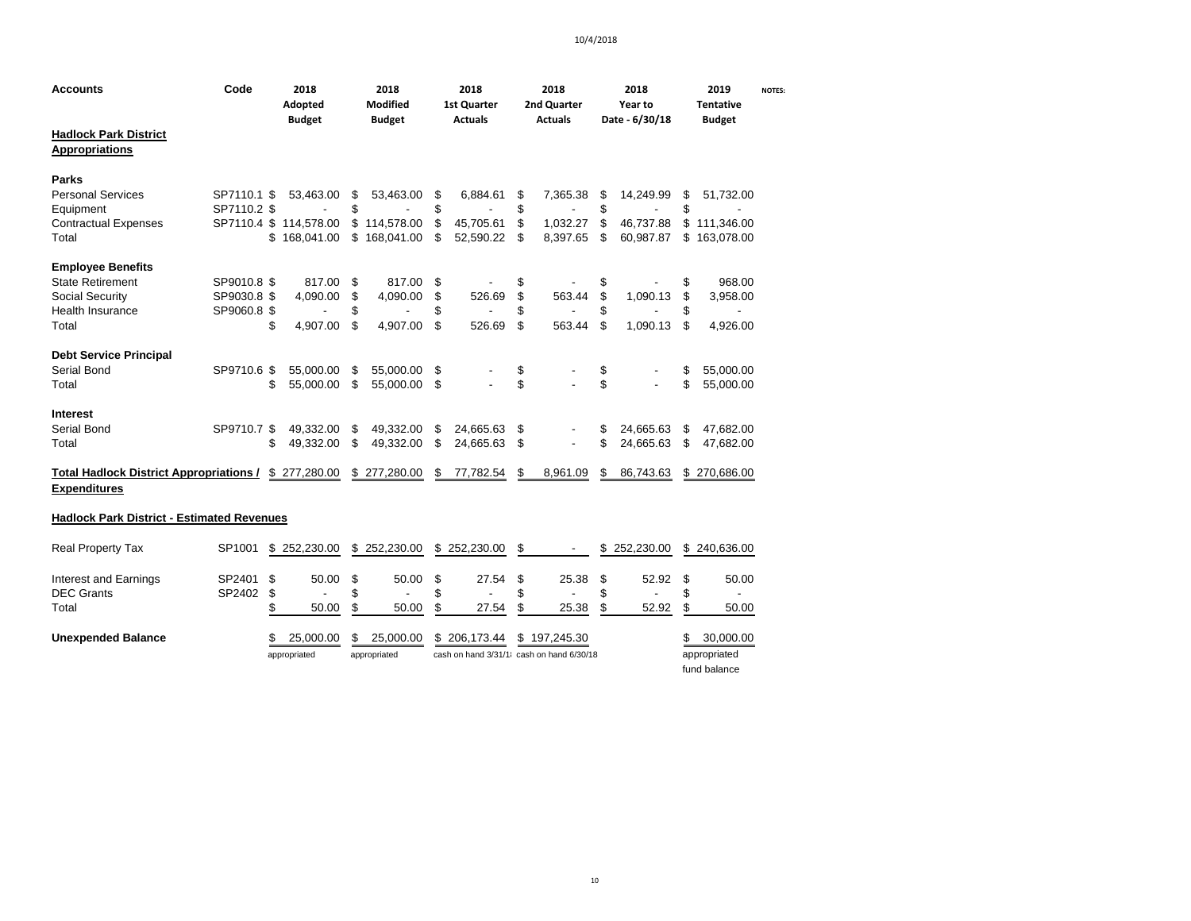| Accounts | Code | 2018 Adopted Budget | 2018 Modified Budget | 2018 1st Quarter Actuals | 2018 2nd Quarter Actuals | 2018 Year to Date - 6/30/18 | 2019 Tentative Budget | NOTES: |
|---|---|---|---|---|---|---|---|---|
| **Hadlock Park District Appropriations** | | | | | | | | |
| **Parks** | | | | | | | | |
| Personal Services | SP7110.1 | $ 53,463.00 | $ 53,463.00 | $ 6,884.61 | $ 7,365.38 | $ 14,249.99 | $ 51,732.00 | |
| Equipment | SP7110.2 | $ - | $ - | $ - | $ - | $ - | $ - | |
| Contractual Expenses | SP7110.4 | $ 114,578.00 | $ 114,578.00 | $ 45,705.61 | $ 1,032.27 | $ 46,737.88 | $ 111,346.00 | |
| Total | | $ 168,041.00 | $ 168,041.00 | $ 52,590.22 | $ 8,397.65 | $ 60,987.87 | $ 163,078.00 | |
| **Employee Benefits** | | | | | | | | |
| State Retirement | SP9010.8 | $ 817.00 | $ 817.00 | $ - | $ - | $ - | $ 968.00 | |
| Social Security | SP9030.8 | $ 4,090.00 | $ 4,090.00 | $ 526.69 | $ 563.44 | $ 1,090.13 | $ 3,958.00 | |
| Health Insurance | SP9060.8 | $ - | $ - | $ - | $ - | $ - | $ - | |
| Total | | $ 4,907.00 | $ 4,907.00 | $ 526.69 | $ 563.44 | $ 1,090.13 | $ 4,926.00 | |
| **Debt Service Principal** | | | | | | | | |
| Serial Bond | SP9710.6 | $ 55,000.00 | $ 55,000.00 | $ - | $ - | $ - | $ 55,000.00 | |
| Total | | $ 55,000.00 | $ 55,000.00 | $ - | $ - | $ - | $ 55,000.00 | |
| **Interest** | | | | | | | | |
| Serial Bond | SP9710.7 | $ 49,332.00 | $ 49,332.00 | $ 24,665.63 | $ - | $ 24,665.63 | $ 47,682.00 | |
| Total | | $ 49,332.00 | $ 49,332.00 | $ 24,665.63 | $ - | $ 24,665.63 | $ 47,682.00 | |
| **Total Hadlock District Appropriations / Expenditures** | | $ 277,280.00 | $ 277,280.00 | $ 77,782.54 | $ 8,961.09 | $ 86,743.63 | $ 270,686.00 | |
| **Hadlock Park District - Estimated Revenues** | | | | | | | | |
| Real Property Tax | SP1001 | $ 252,230.00 | $ 252,230.00 | $ 252,230.00 | $ - | $ 252,230.00 | $ 240,636.00 | |
| Interest and Earnings | SP2401 | $ 50.00 | $ 50.00 | $ 27.54 | $ 25.38 | $ 52.92 | $ 50.00 | |
| DEC Grants | SP2402 | $ - | $ - | $ - | $ - | $ - | $ - | |
| Total | | $ 50.00 | $ 50.00 | $ 27.54 | $ 25.38 | $ 52.92 | $ 50.00 | |
| **Unexpended Balance** | | $ 25,000.00 | $ 25,000.00 | $ 206,173.44 | $ 197,245.30 | | $ 30,000.00 | |
| | | appropriated | appropriated | cash on hand 3/31/18 | cash on hand 6/30/18 | | appropriated fund balance | |